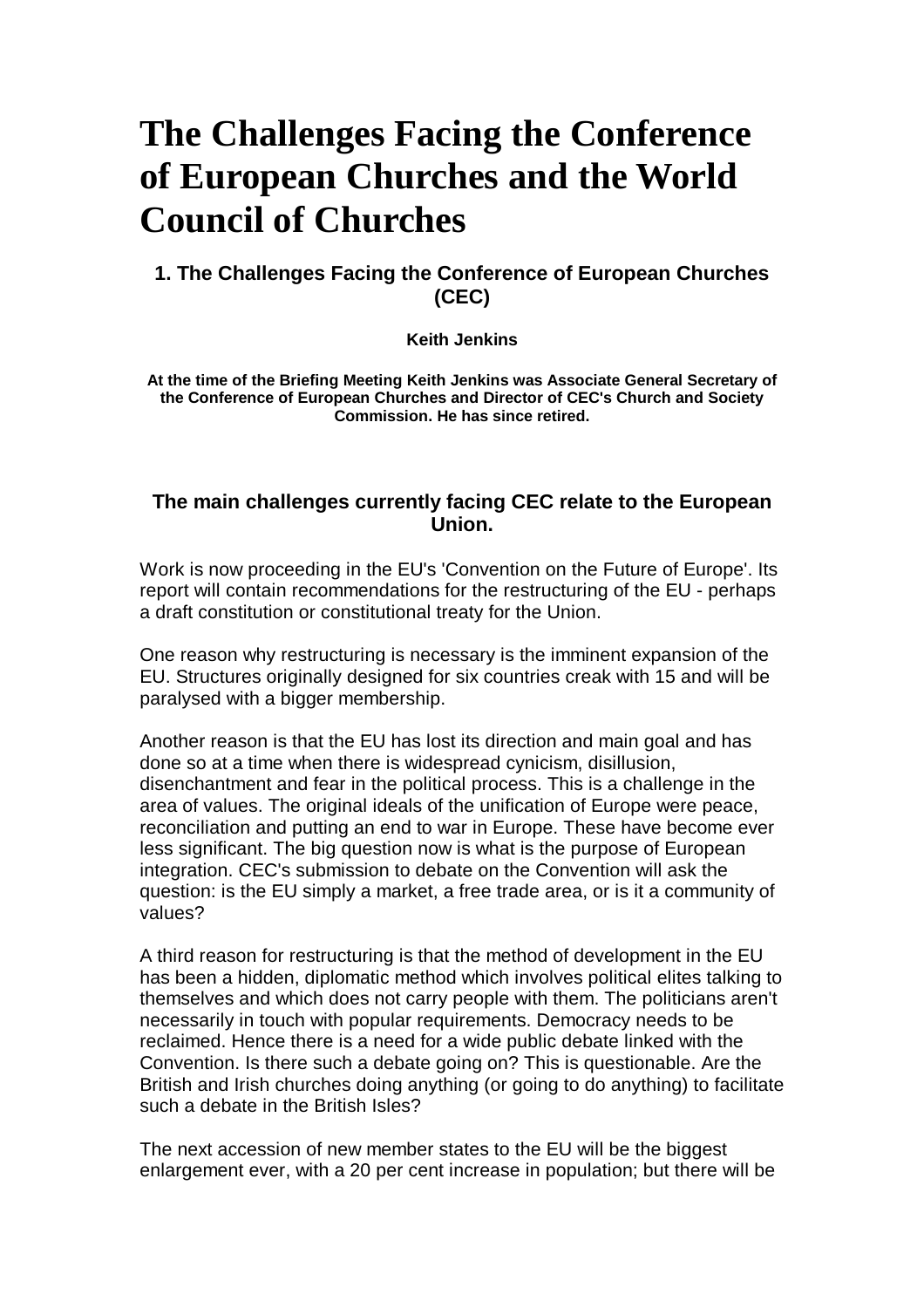# The Challenges Facing the Conference of European Churches and the World Council of Churches

### 1. The Challenges Facing the Conference of European Churches (CEC)

**Keith Jenkins**

**At the time of the Briefing Meeting Keith Jenkins was Associate General Secretary of the Conference of European Churches and Director of CEC's Church and Society Commission. He has since retired.**

### The main challenges currently facing CEC relate to the European Union.

Work is now proceeding in the EU's 'Convention on the Future of Europe'. Its report will contain recommendations for the restructuring of the EU - perhaps a draft constitution or constitutional treaty for the Union.

One reason why restructuring is necessary is the imminent expansion of the EU. Structures originally designed for six countries creak with 15 and will be paralysed with a bigger membership.

Another reason is that the EU has lost its direction and main goal and has done so at a time when there is widespread cynicism, disillusion, disenchantment and fear in the political process. This is a challenge in the area of values. The original ideals of the unification of Europe were peace, reconciliation and putting an end to war in Europe. These have become ever less significant. The big question now is what is the purpose of European integration. CEC's submission to debate on the Convention will ask the question: is the EU simply a market, a free trade area, or is it a community of values?

A third reason for restructuring is that the method of development in the EU has been a hidden, diplomatic method which involves political elites talking to themselves and which does not carry people with them. The politicians aren't necessarily in touch with popular requirements. Democracy needs to be reclaimed. Hence there is a need for a wide public debate linked with the Convention. Is there such a debate going on? This is questionable. Are the British and Irish churches doing anything (or going to do anything) to facilitate such a debate in the British Isles?

The next accession of new member states to the EU will be the biggest enlargement ever, with a 20 per cent increase in population; but there will be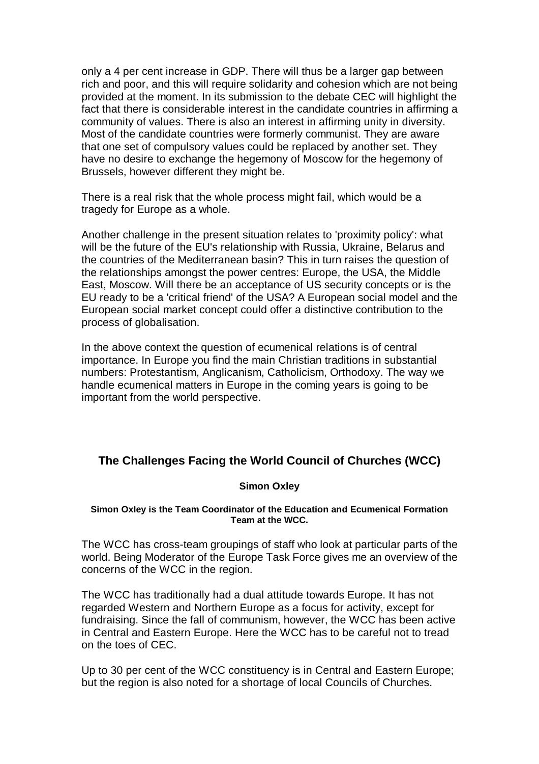only a 4 per cent increase in GDP. There will thus be a larger gap between rich and poor, and this will require solidarity and cohesion which are not being provided at the moment. In its submission to the debate CEC will highlight the fact that there is considerable interest in the candidate countries in affirming a community of values. There is also an interest in affirming unity in diversity. Most of the candidate countries were formerly communist. They are aware that one set of compulsory values could be replaced by another set. They have no desire to exchange the hegemony of Moscow for the hegemony of Brussels, however different they might be.

There is a real risk that the whole process might fail, which would be a tragedy for Europe as a whole.

Another challenge in the present situation relates to 'proximity policy': what will be the future of the EU's relationship with Russia, Ukraine, Belarus and the countries of the Mediterranean basin? This in turn raises the question of the relationships amongst the power centres: Europe, the USA, the Middle East, Moscow. Will there be an acceptance of US security concepts or is the EU ready to be a 'critical friend' of the USA? A European social model and the European social market concept could offer a distinctive contribution to the process of globalisation.

In the above context the question of ecumenical relations is of central importance. In Europe you find the main Christian traditions in substantial numbers: Protestantism, Anglicanism, Catholicism, Orthodoxy. The way we handle ecumenical matters in Europe in the coming years is going to be important from the world perspective.

## The Challenges Facing the World Council of Churches (WCC)

**Simon Oxley**

**Simon Oxley is the Team Coordinator of the Education and Ecumenical Formation Team at the WCC.**

The WCC has cross-team groupings of staff who look at particular parts of the world. Being Moderator of the Europe Task Force gives me an overview of the concerns of the WCC in the region.

The WCC has traditionally had a dual attitude towards Europe. It has not regarded Western and Northern Europe as a focus for activity, except for fundraising. Since the fall of communism, however, the WCC has been active in Central and Eastern Europe. Here the WCC has to be careful not to tread on the toes of CEC.

Up to 30 per cent of the WCC constituency is in Central and Eastern Europe; but the region is also noted for a shortage of local Councils of Churches.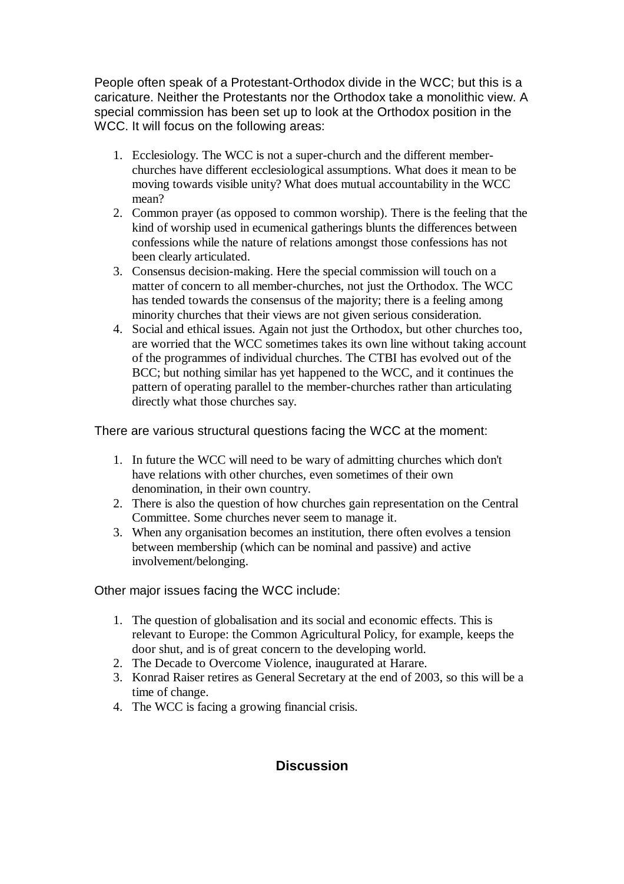People often speak of a Protestant-Orthodox divide in the WCC; but this is a caricature. Neither the Protestants nor the Orthodox take a monolithic view. A special commission has been set up to look at the Orthodox position in the WCC. It will focus on the following areas:

1. Ecclesiology. The WCC is not a super-church and the different member-churches have different ecclesiological assumptions. What does it mean to be moving towards visible unity? What does mutual accountability in the WCC mean?
2. Common prayer (as opposed to common worship). There is the feeling that the kind of worship used in ecumenical gatherings blunts the differences between confessions while the nature of relations amongst those confessions has not been clearly articulated.
3. Consensus decision-making. Here the special commission will touch on a matter of concern to all member-churches, not just the Orthodox. The WCC has tended towards the consensus of the majority; there is a feeling among minority churches that their views are not given serious consideration.
4. Social and ethical issues. Again not just the Orthodox, but other churches too, are worried that the WCC sometimes takes its own line without taking account of the programmes of individual churches. The CTBI has evolved out of the BCC; but nothing similar has yet happened to the WCC, and it continues the pattern of operating parallel to the member-churches rather than articulating directly what those churches say.

There are various structural questions facing the WCC at the moment:

1. In future the WCC will need to be wary of admitting churches which don't have relations with other churches, even sometimes of their own denomination, in their own country.
2. There is also the question of how churches gain representation on the Central Committee. Some churches never seem to manage it.
3. When any organisation becomes an institution, there often evolves a tension between membership (which can be nominal and passive) and active involvement/belonging.

Other major issues facing the WCC include:

1. The question of globalisation and its social and economic effects. This is relevant to Europe: the Common Agricultural Policy, for example, keeps the door shut, and is of great concern to the developing world.
2. The Decade to Overcome Violence, inaugurated at Harare.
3. Konrad Raiser retires as General Secretary at the end of 2003, so this will be a time of change.
4. The WCC is facing a growing financial crisis.

## Discussion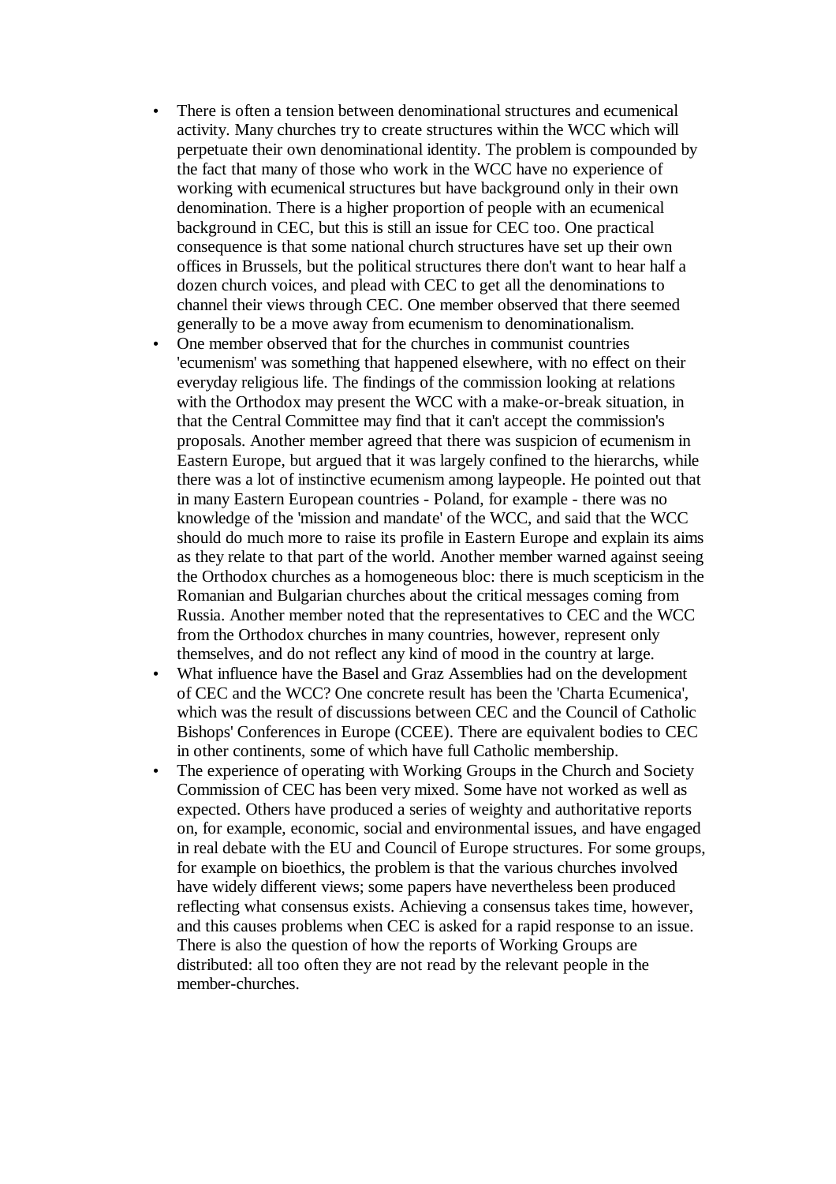- There is often a tension between denominational structures and ecumenical activity. Many churches try to create structures within the WCC which will perpetuate their own denominational identity. The problem is compounded by the fact that many of those who work in the WCC have no experience of working with ecumenical structures but have background only in their own denomination. There is a higher proportion of people with an ecumenical background in CEC, but this is still an issue for CEC too. One practical consequence is that some national church structures have set up their own offices in Brussels, but the political structures there don't want to hear half a dozen church voices, and plead with CEC to get all the denominations to channel their views through CEC. One member observed that there seemed generally to be a move away from ecumenism to denominationalism.
- One member observed that for the churches in communist countries 'ecumenism' was something that happened elsewhere, with no effect on their everyday religious life. The findings of the commission looking at relations with the Orthodox may present the WCC with a make-or-break situation, in that the Central Committee may find that it can't accept the commission's proposals. Another member agreed that there was suspicion of ecumenism in Eastern Europe, but argued that it was largely confined to the hierarchs, while there was a lot of instinctive ecumenism among laypeople. He pointed out that in many Eastern European countries - Poland, for example - there was no knowledge of the 'mission and mandate' of the WCC, and said that the WCC should do much more to raise its profile in Eastern Europe and explain its aims as they relate to that part of the world. Another member warned against seeing the Orthodox churches as a homogeneous bloc: there is much scepticism in the Romanian and Bulgarian churches about the critical messages coming from Russia. Another member noted that the representatives to CEC and the WCC from the Orthodox churches in many countries, however, represent only themselves, and do not reflect any kind of mood in the country at large.
- What influence have the Basel and Graz Assemblies had on the development of CEC and the WCC? One concrete result has been the 'Charta Ecumenica', which was the result of discussions between CEC and the Council of Catholic Bishops' Conferences in Europe (CCEE). There are equivalent bodies to CEC in other continents, some of which have full Catholic membership.
- The experience of operating with Working Groups in the Church and Society Commission of CEC has been very mixed. Some have not worked as well as expected. Others have produced a series of weighty and authoritative reports on, for example, economic, social and environmental issues, and have engaged in real debate with the EU and Council of Europe structures. For some groups, for example on bioethics, the problem is that the various churches involved have widely different views; some papers have nevertheless been produced reflecting what consensus exists. Achieving a consensus takes time, however, and this causes problems when CEC is asked for a rapid response to an issue. There is also the question of how the reports of Working Groups are distributed: all too often they are not read by the relevant people in the member-churches.